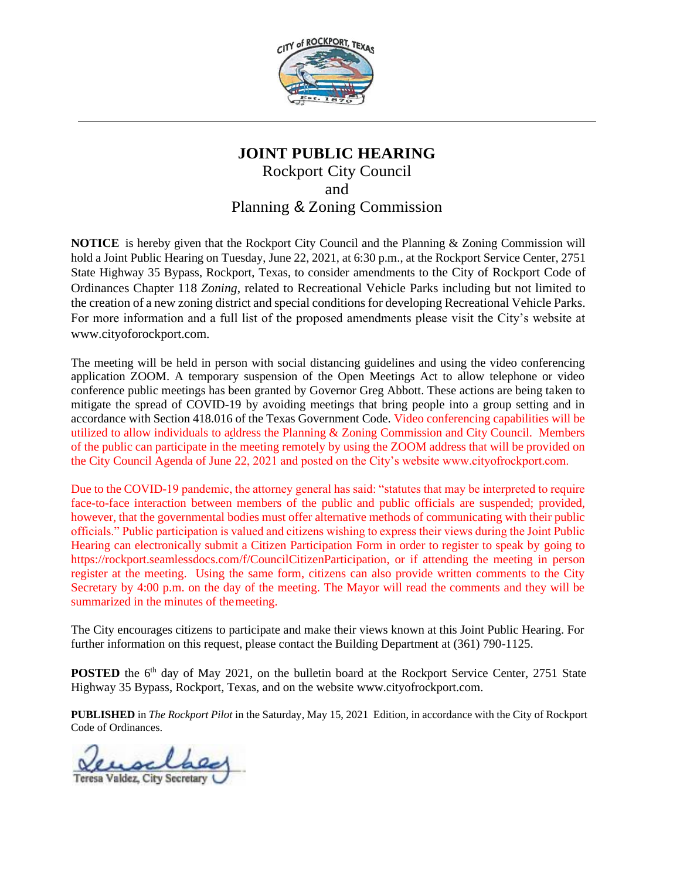# JOINT PUBLIC HEARING

Rockport City Council
and
Planning & Zoning Commission

**NOTICE** is hereby given that the Rockport City Council and the Planning & Zoning Commission will hold a Joint Public Hearing on Tuesday, June 22, 2021, at 6:30 p.m., at the Rockport Service Center, 2751 State Highway 35 Bypass, Rockport, Texas, to consider amendments to the City of Rockport Code of Ordinances Chapter 118 *Zoning*, related to Recreational Vehicle Parks including but not limited to the creation of a new zoning district and special conditions for developing Recreational Vehicle Parks. For more information and a full list of the proposed amendments please visit the City's website at www.cityoforockport.com.

The meeting will be held in person with social distancing guidelines and using the video conferencing application ZOOM. A temporary suspension of the Open Meetings Act to allow telephone or video conference public meetings has been granted by Governor Greg Abbott. These actions are being taken to mitigate the spread of COVID-19 by avoiding meetings that bring people into a group setting and in accordance with Section 418.016 of the Texas Government Code. Video conferencing capabilities will be utilized to allow individuals to address the Planning & Zoning Commission and City Council. Members of the public can participate in the meeting remotely by using the ZOOM address that will be provided on the City Council Agenda of June 22, 2021 and posted on the City's website www.cityofrockport.com.

Due to the COVID-19 pandemic, the attorney general has said: "statutes that may be interpreted to require face-to-face interaction between members of the public and public officials are suspended; provided, however, that the governmental bodies must offer alternative methods of communicating with their public officials." Public participation is valued and citizens wishing to express their views during the Joint Public Hearing can electronically submit a Citizen Participation Form in order to register to speak by going to https://rockport.seamlessdocs.com/f/CouncilCitizenParticipation, or if attending the meeting in person register at the meeting. Using the same form, citizens can also provide written comments to the City Secretary by 4:00 p.m. on the day of the meeting. The Mayor will read the comments and they will be summarized in the minutes of the meeting.

The City encourages citizens to participate and make their views known at this Joint Public Hearing. For further information on this request, please contact the Building Department at (361) 790-1125.

**POSTED** the 6th day of May 2021, on the bulletin board at the Rockport Service Center, 2751 State Highway 35 Bypass, Rockport, Texas, and on the website www.cityofrockport.com.

**PUBLISHED** in *The Rockport Pilot* in the Saturday, May 15, 2021 Edition, in accordance with the City of Rockport Code of Ordinances.

Teresa Valdez, City Secretary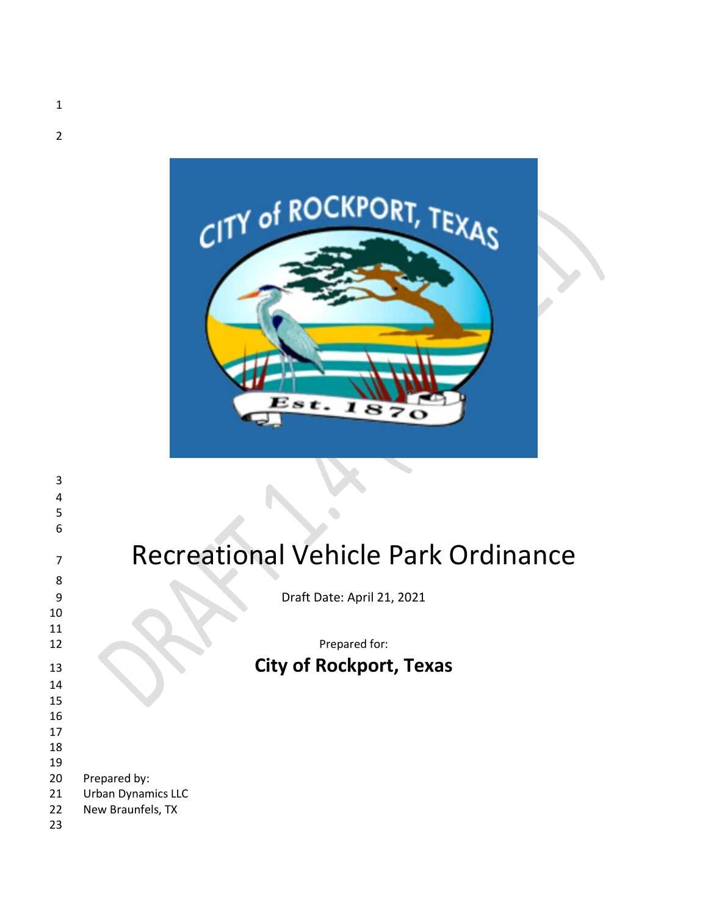# Recreational Vehicle Park Ordinance

Draft Date: April 21, 2021

Prepared for:

**City of Rockport, Texas**

Prepared by:
Urban Dynamics LLC
New Braunfels, TX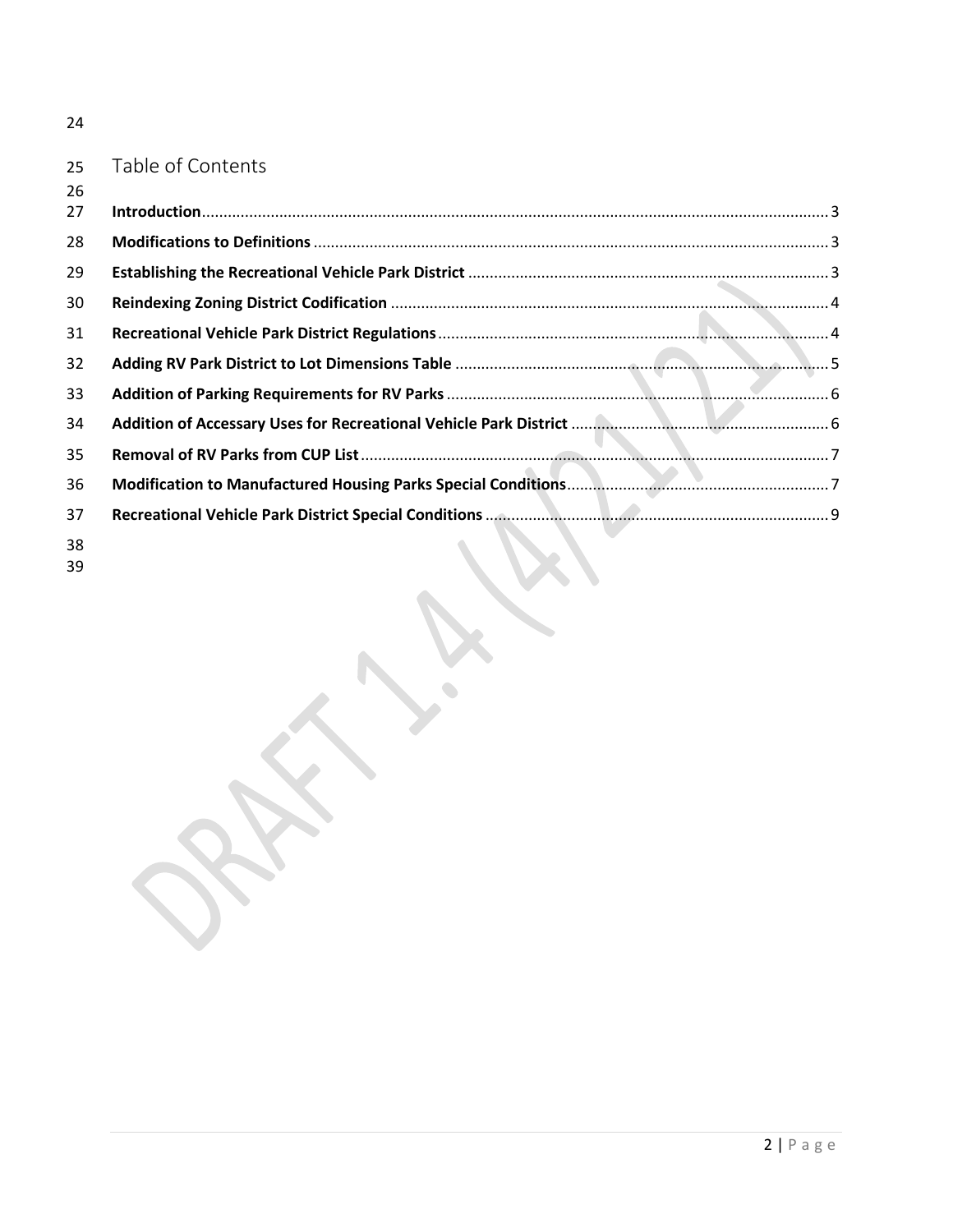# Table of Contents

**Introduction** ........ 3

**Modifications to Definitions** ........ 3

**Establishing the Recreational Vehicle Park District** ........ 3

**Reindexing Zoning District Codification** ........ 4

**Recreational Vehicle Park District Regulations** ........ 4

**Adding RV Park District to Lot Dimensions Table** ........ 5

**Addition of Parking Requirements for RV Parks** ........ 6

**Addition of Accessary Uses for Recreational Vehicle Park District** ........ 6

**Removal of RV Parks from CUP List** ........ 7

**Modification to Manufactured Housing Parks Special Conditions** ........ 7

**Recreational Vehicle Park District Special Conditions** ........ 9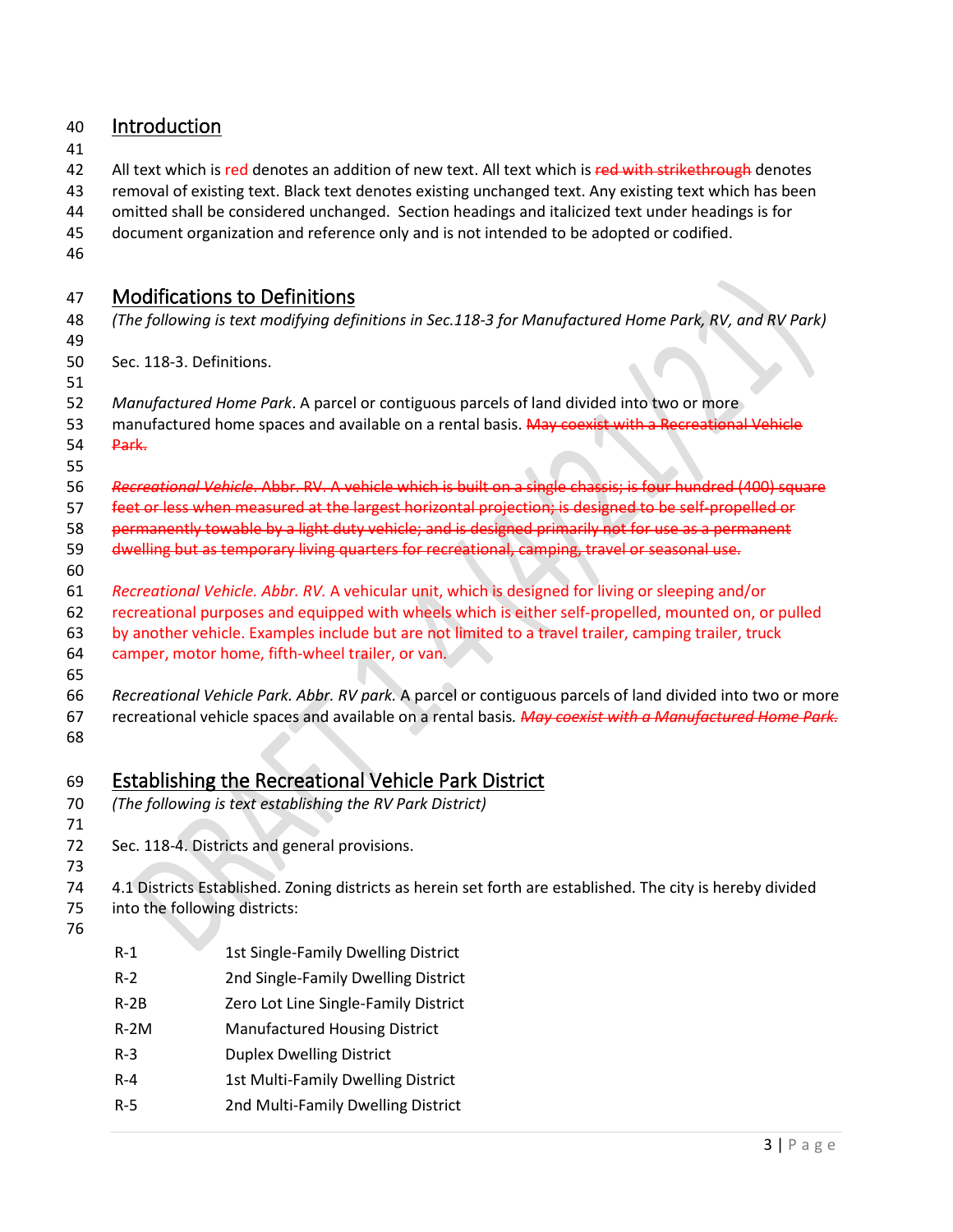## Introduction

All text which is red denotes an addition of new text. All text which is ~~red with strikethrough~~ denotes removal of existing text. Black text denotes existing unchanged text. Any existing text which has been omitted shall be considered unchanged. Section headings and italicized text under headings is for document organization and reference only and is not intended to be adopted or codified.

## Modifications to Definitions

*(The following is text modifying definitions in Sec.118-3 for Manufactured Home Park, RV, and RV Park)*

Sec. 118-3. Definitions.

*Manufactured Home Park*. A parcel or contiguous parcels of land divided into two or more manufactured home spaces and available on a rental basis. ~~May coexist with a Recreational Vehicle Park.~~

~~*Recreational Vehicle*. Abbr. RV. A vehicle which is built on a single chassis; is four hundred (400) square feet or less when measured at the largest horizontal projection; is designed to be self-propelled or permanently towable by a light duty vehicle; and is designed primarily not for use as a permanent dwelling but as temporary living quarters for recreational, camping, travel or seasonal use.~~

*Recreational Vehicle. Abbr. RV.* A vehicular unit, which is designed for living or sleeping and/or recreational purposes and equipped with wheels which is either self-propelled, mounted on, or pulled by another vehicle. Examples include but are not limited to a travel trailer, camping trailer, truck camper, motor home, fifth-wheel trailer, or van.

*Recreational Vehicle Park. Abbr. RV park.* A parcel or contiguous parcels of land divided into two or more recreational vehicle spaces and available on a rental basis. ~~*May coexist with a Manufactured Home Park.*~~

## Establishing the Recreational Vehicle Park District

*(The following is text establishing the RV Park District)*

Sec. 118-4. Districts and general provisions.

4.1 Districts Established. Zoning districts as herein set forth are established. The city is hereby divided into the following districts:

| | |
|---|---|
| R-1 | 1st Single-Family Dwelling District |
| R-2 | 2nd Single-Family Dwelling District |
| R-2B | Zero Lot Line Single-Family District |
| R-2M | Manufactured Housing District |
| R-3 | Duplex Dwelling District |
| R-4 | 1st Multi-Family Dwelling District |
| R-5 | 2nd Multi-Family Dwelling District |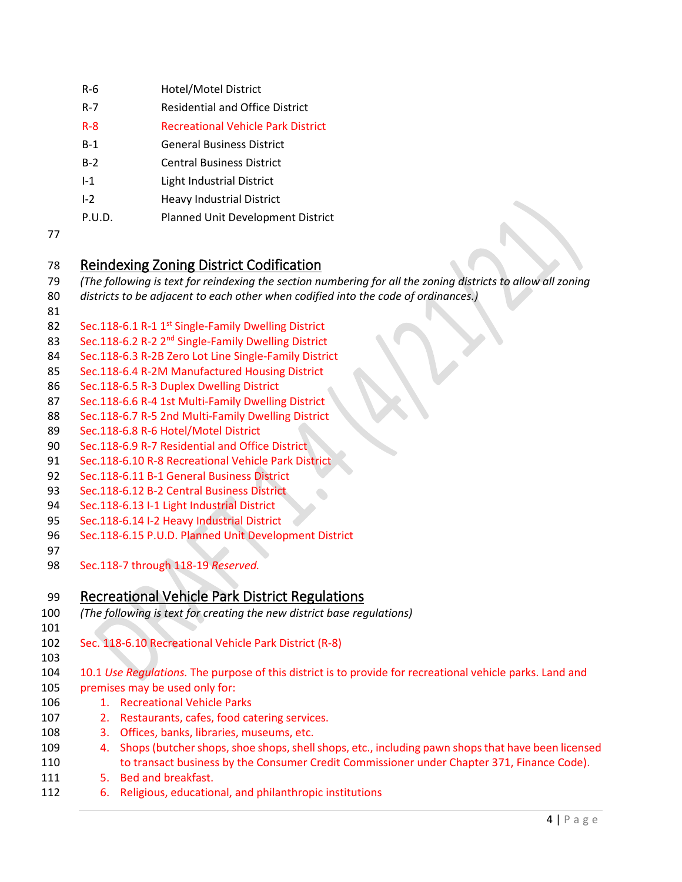| | |
|---|---|
| R-6 | Hotel/Motel District |
| R-7 | Residential and Office District |
| R-8 | Recreational Vehicle Park District |
| B-1 | General Business District |
| B-2 | Central Business District |
| I-1 | Light Industrial District |
| I-2 | Heavy Industrial District |
| P.U.D. | Planned Unit Development District |

## Reindexing Zoning District Codification

*(The following is text for reindexing the section numbering for all the zoning districts to allow all zoning districts to be adjacent to each other when codified into the code of ordinances.)*

Sec.118-6.1 R-1 1st Single-Family Dwelling District
Sec.118-6.2 R-2 2nd Single-Family Dwelling District
Sec.118-6.3 R-2B Zero Lot Line Single-Family District
Sec.118-6.4 R-2M Manufactured Housing District
Sec.118-6.5 R-3 Duplex Dwelling District
Sec.118-6.6 R-4 1st Multi-Family Dwelling District
Sec.118-6.7 R-5 2nd Multi-Family Dwelling District
Sec.118-6.8 R-6 Hotel/Motel District
Sec.118-6.9 R-7 Residential and Office District
Sec.118-6.10 R-8 Recreational Vehicle Park District
Sec.118-6.11 B-1 General Business District
Sec.118-6.12 B-2 Central Business District
Sec.118-6.13 I-1 Light Industrial District
Sec.118-6.14 I-2 Heavy Industrial District
Sec.118-6.15 P.U.D. Planned Unit Development District

Sec.118-7 through 118-19 *Reserved.*

## Recreational Vehicle Park District Regulations

*(The following is text for creating the new district base regulations)*

Sec. 118-6.10 Recreational Vehicle Park District (R-8)

10.1 *Use Regulations.* The purpose of this district is to provide for recreational vehicle parks. Land and premises may be used only for:

1. Recreational Vehicle Parks
2. Restaurants, cafes, food catering services.
3. Offices, banks, libraries, museums, etc.
4. Shops (butcher shops, shoe shops, shell shops, etc., including pawn shops that have been licensed to transact business by the Consumer Credit Commissioner under Chapter 371, Finance Code).
5. Bed and breakfast.
6. Religious, educational, and philanthropic institutions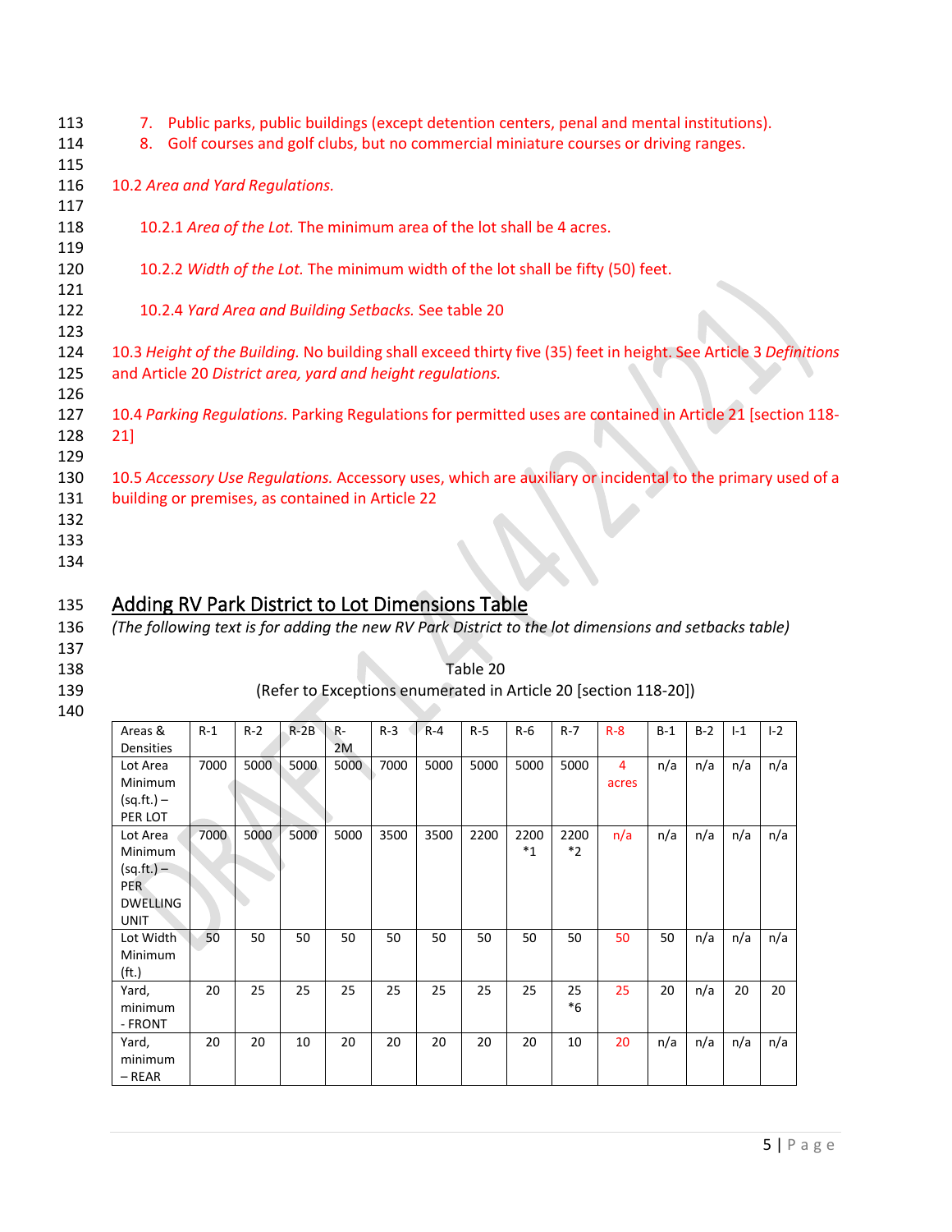7. Public parks, public buildings (except detention centers, penal and mental institutions).
8. Golf courses and golf clubs, but no commercial miniature courses or driving ranges.

10.2 *Area and Yard Regulations.*

10.2.1 *Area of the Lot.* The minimum area of the lot shall be 4 acres.

10.2.2 *Width of the Lot.* The minimum width of the lot shall be fifty (50) feet.

10.2.4 *Yard Area and Building Setbacks.* See table 20

10.3 *Height of the Building.* No building shall exceed thirty five (35) feet in height. See Article 3 *Definitions* and Article 20 *District area, yard and height regulations.*

10.4 *Parking Regulations.* Parking Regulations for permitted uses are contained in Article 21 [section 118-21]

10.5 *Accessory Use Regulations.* Accessory uses, which are auxiliary or incidental to the primary used of a building or premises, as contained in Article 22

## Adding RV Park District to Lot Dimensions Table

*(The following text is for adding the new RV Park District to the lot dimensions and setbacks table)*

Table 20

(Refer to Exceptions enumerated in Article 20 [section 118-20])

| Areas & Densities | R-1 | R-2 | R-2B | R-2M | R-3 | R-4 | R-5 | R-6 | R-7 | R-8 | B-1 | B-2 | I-1 | I-2 |
|---|---|---|---|---|---|---|---|---|---|---|---|---|---|---|
| Lot Area Minimum (sq.ft.) – PER LOT | 7000 | 5000 | 5000 | 5000 | 7000 | 5000 | 5000 | 5000 | 5000 | 4 acres | n/a | n/a | n/a | n/a |
| Lot Area Minimum (sq.ft.) – PER DWELLING UNIT | 7000 | 5000 | 5000 | 5000 | 3500 | 3500 | 2200 | 2200 *1 | 2200 *2 | n/a | n/a | n/a | n/a | n/a |
| Lot Width Minimum (ft.) | 50 | 50 | 50 | 50 | 50 | 50 | 50 | 50 | 50 | 50 | 50 | n/a | n/a | n/a |
| Yard, minimum - FRONT | 20 | 25 | 25 | 25 | 25 | 25 | 25 | 25 | 25 *6 | 25 | 20 | n/a | 20 | 20 |
| Yard, minimum – REAR | 20 | 20 | 10 | 20 | 20 | 20 | 20 | 20 | 10 | 20 | n/a | n/a | n/a | n/a |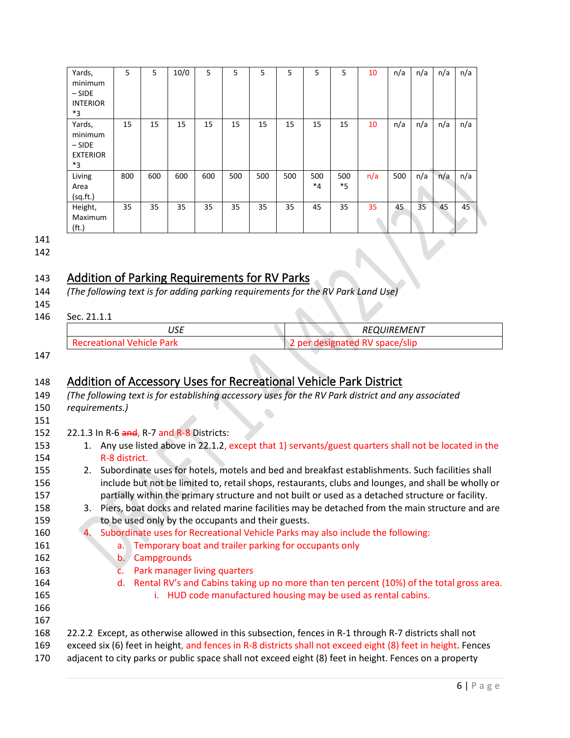| Yards, minimum – SIDE INTERIOR *3 | 5 | 5 | 10/0 | 5 | 5 | 5 | 5 | 5 | 5 | 10 | n/a | n/a | n/a | n/a |
|---|---|---|---|---|---|---|---|---|---|---|---|---|---|---|
| Yards, minimum – SIDE EXTERIOR *3 | 15 | 15 | 15 | 15 | 15 | 15 | 15 | 15 | 15 | 10 | n/a | n/a | n/a | n/a |
| Living Area (sq.ft.) | 800 | 600 | 600 | 600 | 500 | 500 | 500 | 500 *4 | 500 *5 | n/a | 500 | n/a | n/a | n/a |
| Height, Maximum (ft.) | 35 | 35 | 35 | 35 | 35 | 35 | 35 | 45 | 35 | 35 | 45 | 35 | 45 | 45 |

## Addition of Parking Requirements for RV Parks

*(The following text is for adding parking requirements for the RV Park Land Use)*

Sec. 21.1.1

| *USE* | *REQUIREMENT* |
|---|---|
| Recreational Vehicle Park | 2 per designated RV space/slip |

## Addition of Accessory Uses for Recreational Vehicle Park District

*(The following text is for establishing accessory uses for the RV Park district and any associated requirements.)*

22.1.3 In R-6 ~~and~~, R-7 and R-8 Districts:

1. Any use listed above in 22.1.2, except that 1) servants/guest quarters shall not be located in the R-8 district.
2. Subordinate uses for hotels, motels and bed and breakfast establishments. Such facilities shall include but not be limited to, retail shops, restaurants, clubs and lounges, and shall be wholly or partially within the primary structure and not built or used as a detached structure or facility.
3. Piers, boat docks and related marine facilities may be detached from the main structure and are to be used only by the occupants and their guests.
4. Subordinate uses for Recreational Vehicle Parks may also include the following:
   a. Temporary boat and trailer parking for occupants only
   b. Campgrounds
   c. Park manager living quarters
   d. Rental RV's and Cabins taking up no more than ten percent (10%) of the total gross area.
      i. HUD code manufactured housing may be used as rental cabins.

22.2.2 Except, as otherwise allowed in this subsection, fences in R-1 through R-7 districts shall not exceed six (6) feet in height, and fences in R-8 districts shall not exceed eight (8) feet in height. Fences adjacent to city parks or public space shall not exceed eight (8) feet in height. Fences on a property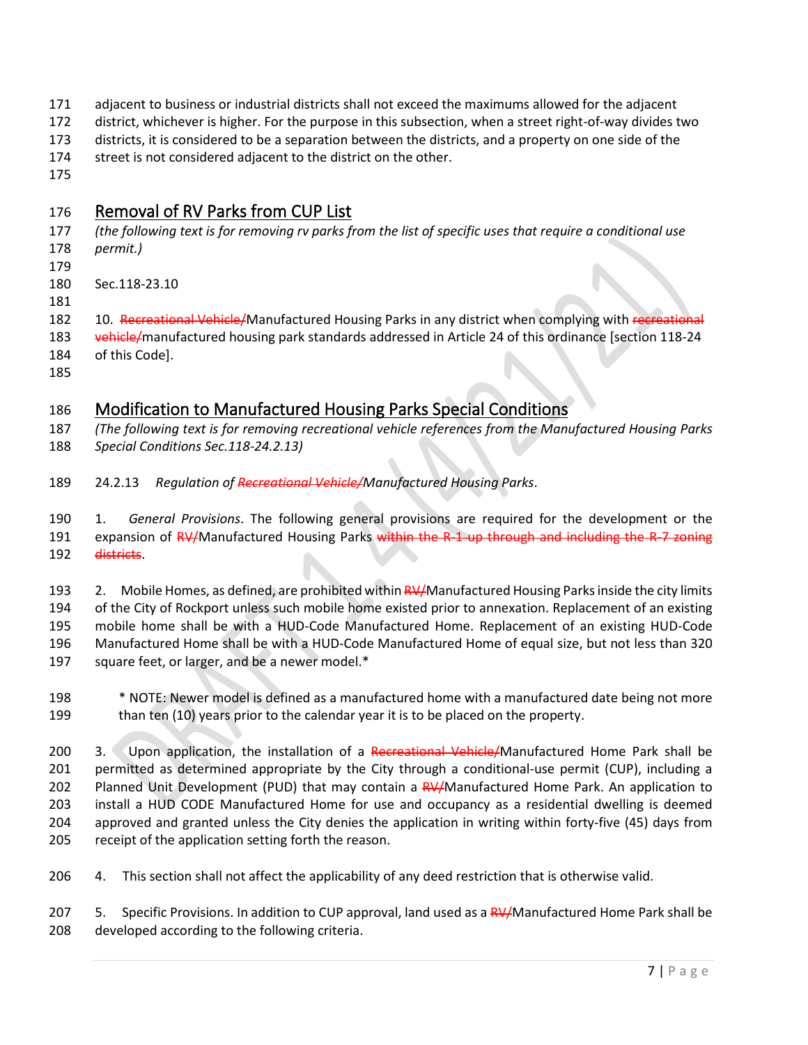adjacent to business or industrial districts shall not exceed the maximums allowed for the adjacent district, whichever is higher. For the purpose in this subsection, when a street right-of-way divides two districts, it is considered to be a separation between the districts, and a property on one side of the street is not considered adjacent to the district on the other.

## Removal of RV Parks from CUP List

*(the following text is for removing rv parks from the list of specific uses that require a conditional use permit.)*

Sec.118-23.10

10. ~~Recreational Vehicle/~~Manufactured Housing Parks in any district when complying with ~~recreational vehicle/~~manufactured housing park standards addressed in Article 24 of this ordinance [section 118-24 of this Code].

## Modification to Manufactured Housing Parks Special Conditions

*(The following text is for removing recreational vehicle references from the Manufactured Housing Parks Special Conditions Sec.118-24.2.13)*

24.2.13 *Regulation of ~~Recreational Vehicle/~~Manufactured Housing Parks*.

1. *General Provisions*. The following general provisions are required for the development or the expansion of ~~RV/~~Manufactured Housing Parks ~~within the R-1 up through and including the R-7 zoning districts~~.

2. Mobile Homes, as defined, are prohibited within ~~RV/~~Manufactured Housing Parks inside the city limits of the City of Rockport unless such mobile home existed prior to annexation. Replacement of an existing mobile home shall be with a HUD-Code Manufactured Home. Replacement of an existing HUD-Code Manufactured Home shall be with a HUD-Code Manufactured Home of equal size, but not less than 320 square feet, or larger, and be a newer model.*

   * NOTE: Newer model is defined as a manufactured home with a manufactured date being not more than ten (10) years prior to the calendar year it is to be placed on the property.

3. Upon application, the installation of a ~~Recreational Vehicle/~~Manufactured Home Park shall be permitted as determined appropriate by the City through a conditional-use permit (CUP), including a Planned Unit Development (PUD) that may contain a ~~RV/~~Manufactured Home Park. An application to install a HUD CODE Manufactured Home for use and occupancy as a residential dwelling is deemed approved and granted unless the City denies the application in writing within forty-five (45) days from receipt of the application setting forth the reason.

4. This section shall not affect the applicability of any deed restriction that is otherwise valid.

5. Specific Provisions. In addition to CUP approval, land used as a ~~RV/~~Manufactured Home Park shall be developed according to the following criteria.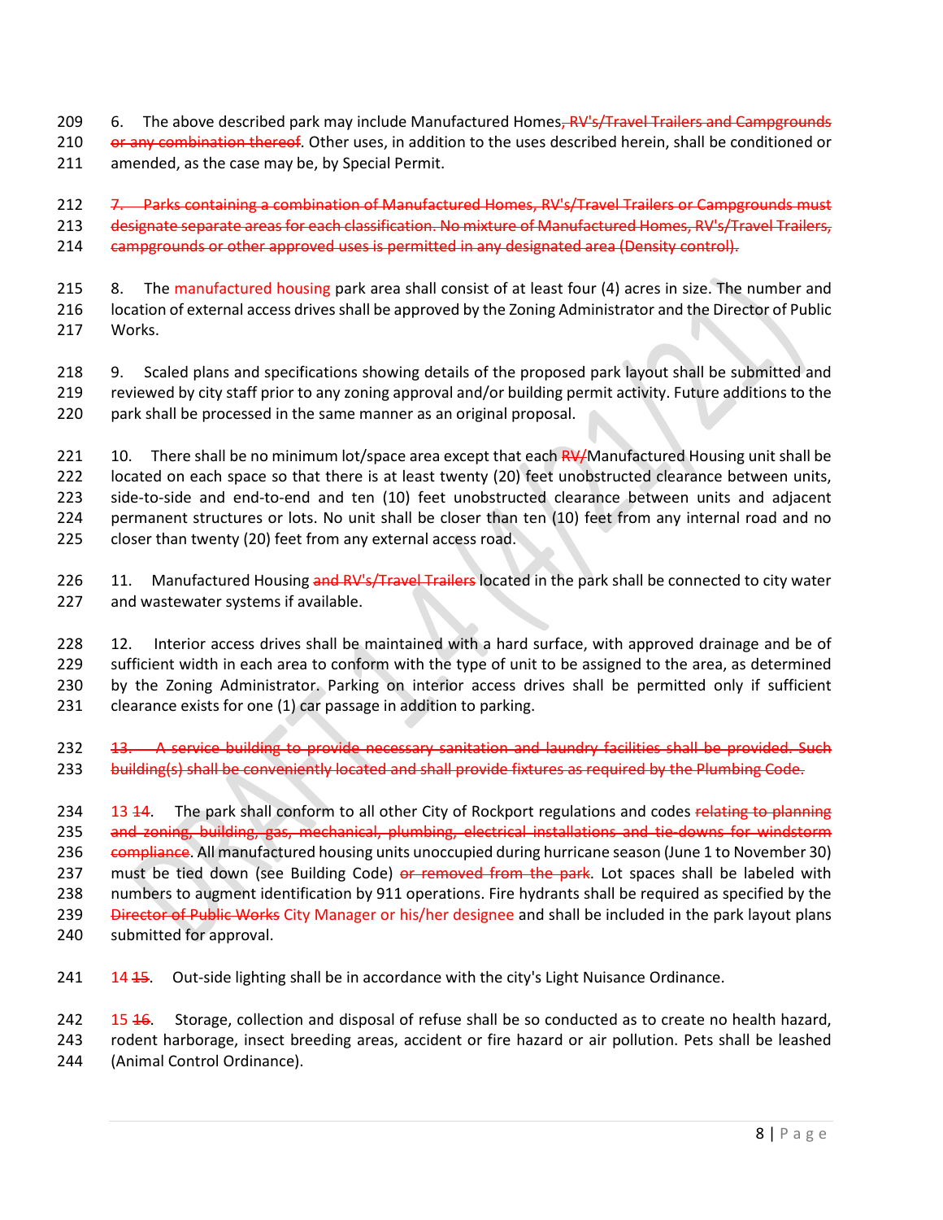6. The above described park may include Manufactured Homes~~, RV's/Travel Trailers and Campgrounds or any combination thereof~~. Other uses, in addition to the uses described herein, shall be conditioned or amended, as the case may be, by Special Permit.

~~7. Parks containing a combination of Manufactured Homes, RV's/Travel Trailers or Campgrounds must designate separate areas for each classification. No mixture of Manufactured Homes, RV's/Travel Trailers, campgrounds or other approved uses is permitted in any designated area (Density control).~~

8. The manufactured housing park area shall consist of at least four (4) acres in size. The number and location of external access drives shall be approved by the Zoning Administrator and the Director of Public Works.

9. Scaled plans and specifications showing details of the proposed park layout shall be submitted and reviewed by city staff prior to any zoning approval and/or building permit activity. Future additions to the park shall be processed in the same manner as an original proposal.

10. There shall be no minimum lot/space area except that each ~~RV/~~Manufactured Housing unit shall be located on each space so that there is at least twenty (20) feet unobstructed clearance between units, side-to-side and end-to-end and ten (10) feet unobstructed clearance between units and adjacent permanent structures or lots. No unit shall be closer than ten (10) feet from any internal road and no closer than twenty (20) feet from any external access road.

11. Manufactured Housing ~~and RV's/Travel Trailers~~ located in the park shall be connected to city water and wastewater systems if available.

12. Interior access drives shall be maintained with a hard surface, with approved drainage and be of sufficient width in each area to conform with the type of unit to be assigned to the area, as determined by the Zoning Administrator. Parking on interior access drives shall be permitted only if sufficient clearance exists for one (1) car passage in addition to parking.

~~13. A service building to provide necessary sanitation and laundry facilities shall be provided. Such building(s) shall be conveniently located and shall provide fixtures as required by the Plumbing Code.~~

13 ~~14~~. The park shall conform to all other City of Rockport regulations and codes ~~relating to planning and zoning, building, gas, mechanical, plumbing, electrical installations and tie-downs for windstorm compliance~~. All manufactured housing units unoccupied during hurricane season (June 1 to November 30) must be tied down (see Building Code) ~~or removed from the park~~. Lot spaces shall be labeled with numbers to augment identification by 911 operations. Fire hydrants shall be required as specified by the ~~Director of Public Works~~ City Manager or his/her designee and shall be included in the park layout plans submitted for approval.

14 ~~15~~. Out-side lighting shall be in accordance with the city's Light Nuisance Ordinance.

15 ~~16~~. Storage, collection and disposal of refuse shall be so conducted as to create no health hazard, rodent harborage, insect breeding areas, accident or fire hazard or air pollution. Pets shall be leashed (Animal Control Ordinance).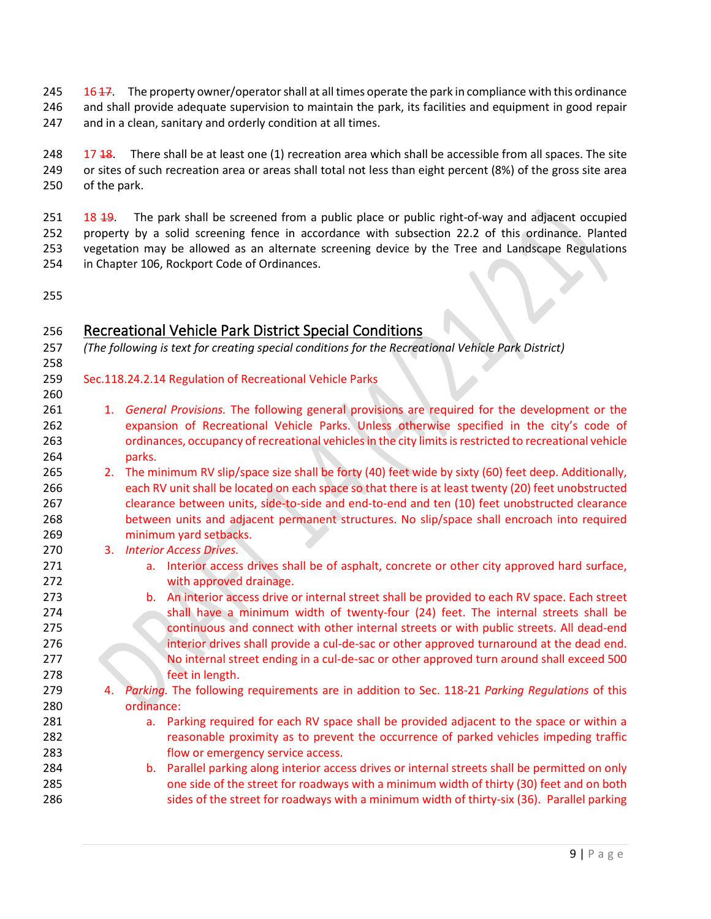16 ~~17~~. The property owner/operator shall at all times operate the park in compliance with this ordinance and shall provide adequate supervision to maintain the park, its facilities and equipment in good repair and in a clean, sanitary and orderly condition at all times.

17 ~~18~~. There shall be at least one (1) recreation area which shall be accessible from all spaces. The site or sites of such recreation area or areas shall total not less than eight percent (8%) of the gross site area of the park.

18 ~~19~~. The park shall be screened from a public place or public right-of-way and adjacent occupied property by a solid screening fence in accordance with subsection 22.2 of this ordinance. Planted vegetation may be allowed as an alternate screening device by the Tree and Landscape Regulations in Chapter 106, Rockport Code of Ordinances.

## Recreational Vehicle Park District Special Conditions

*(The following is text for creating special conditions for the Recreational Vehicle Park District)*

Sec.118.24.2.14 Regulation of Recreational Vehicle Parks

1. *General Provisions.* The following general provisions are required for the development or the expansion of Recreational Vehicle Parks. Unless otherwise specified in the city's code of ordinances, occupancy of recreational vehicles in the city limits is restricted to recreational vehicle parks.
2. The minimum RV slip/space size shall be forty (40) feet wide by sixty (60) feet deep. Additionally, each RV unit shall be located on each space so that there is at least twenty (20) feet unobstructed clearance between units, side-to-side and end-to-end and ten (10) feet unobstructed clearance between units and adjacent permanent structures. No slip/space shall encroach into required minimum yard setbacks.
3. *Interior Access Drives.*
   a. Interior access drives shall be of asphalt, concrete or other city approved hard surface, with approved drainage.
   b. An interior access drive or internal street shall be provided to each RV space. Each street shall have a minimum width of twenty-four (24) feet. The internal streets shall be continuous and connect with other internal streets or with public streets. All dead-end interior drives shall provide a cul-de-sac or other approved turnaround at the dead end. No internal street ending in a cul-de-sac or other approved turn around shall exceed 500 feet in length.
4. *Parking.* The following requirements are in addition to Sec. 118-21 *Parking Regulations* of this ordinance:
   a. Parking required for each RV space shall be provided adjacent to the space or within a reasonable proximity as to prevent the occurrence of parked vehicles impeding traffic flow or emergency service access.
   b. Parallel parking along interior access drives or internal streets shall be permitted on only one side of the street for roadways with a minimum width of thirty (30) feet and on both sides of the street for roadways with a minimum width of thirty-six (36). Parallel parking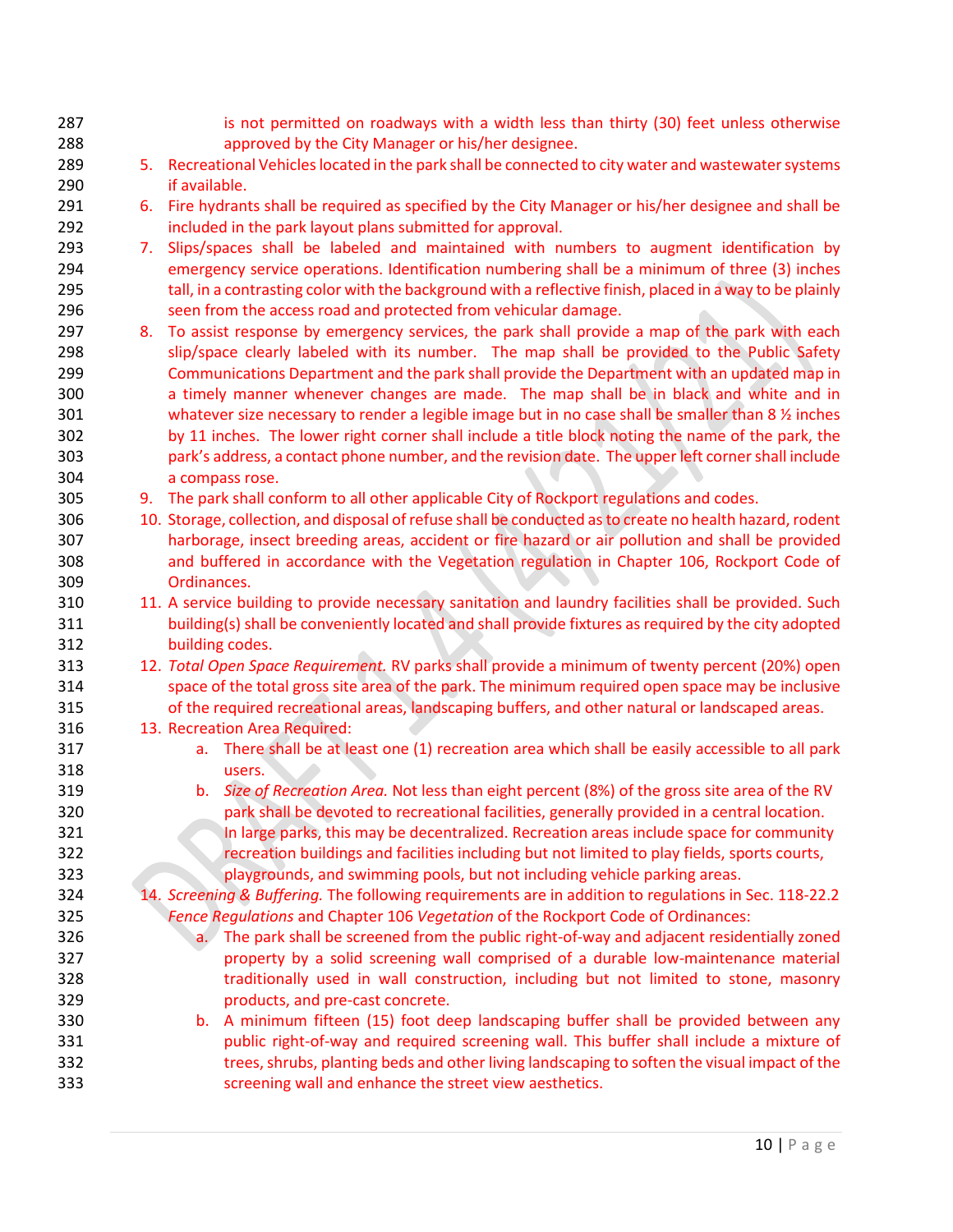is not permitted on roadways with a width less than thirty (30) feet unless otherwise approved by the City Manager or his/her designee.

5. Recreational Vehicles located in the park shall be connected to city water and wastewater systems if available.
6. Fire hydrants shall be required as specified by the City Manager or his/her designee and shall be included in the park layout plans submitted for approval.
7. Slips/spaces shall be labeled and maintained with numbers to augment identification by emergency service operations. Identification numbering shall be a minimum of three (3) inches tall, in a contrasting color with the background with a reflective finish, placed in a way to be plainly seen from the access road and protected from vehicular damage.
8. To assist response by emergency services, the park shall provide a map of the park with each slip/space clearly labeled with its number. The map shall be provided to the Public Safety Communications Department and the park shall provide the Department with an updated map in a timely manner whenever changes are made. The map shall be in black and white and in whatever size necessary to render a legible image but in no case shall be smaller than 8 ½ inches by 11 inches. The lower right corner shall include a title block noting the name of the park, the park's address, a contact phone number, and the revision date. The upper left corner shall include a compass rose.
9. The park shall conform to all other applicable City of Rockport regulations and codes.
10. Storage, collection, and disposal of refuse shall be conducted as to create no health hazard, rodent harborage, insect breeding areas, accident or fire hazard or air pollution and shall be provided and buffered in accordance with the Vegetation regulation in Chapter 106, Rockport Code of Ordinances.
11. A service building to provide necessary sanitation and laundry facilities shall be provided. Such building(s) shall be conveniently located and shall provide fixtures as required by the city adopted building codes.
12. *Total Open Space Requirement.* RV parks shall provide a minimum of twenty percent (20%) open space of the total gross site area of the park. The minimum required open space may be inclusive of the required recreational areas, landscaping buffers, and other natural or landscaped areas.
13. Recreation Area Required:
    a. There shall be at least one (1) recreation area which shall be easily accessible to all park users.
    b. *Size of Recreation Area.* Not less than eight percent (8%) of the gross site area of the RV park shall be devoted to recreational facilities, generally provided in a central location. In large parks, this may be decentralized. Recreation areas include space for community recreation buildings and facilities including but not limited to play fields, sports courts, playgrounds, and swimming pools, but not including vehicle parking areas.
14. *Screening & Buffering.* The following requirements are in addition to regulations in Sec. 118-22.2 *Fence Regulations* and Chapter 106 *Vegetation* of the Rockport Code of Ordinances:
    a. The park shall be screened from the public right-of-way and adjacent residentially zoned property by a solid screening wall comprised of a durable low-maintenance material traditionally used in wall construction, including but not limited to stone, masonry products, and pre-cast concrete.
    b. A minimum fifteen (15) foot deep landscaping buffer shall be provided between any public right-of-way and required screening wall. This buffer shall include a mixture of trees, shrubs, planting beds and other living landscaping to soften the visual impact of the screening wall and enhance the street view aesthetics.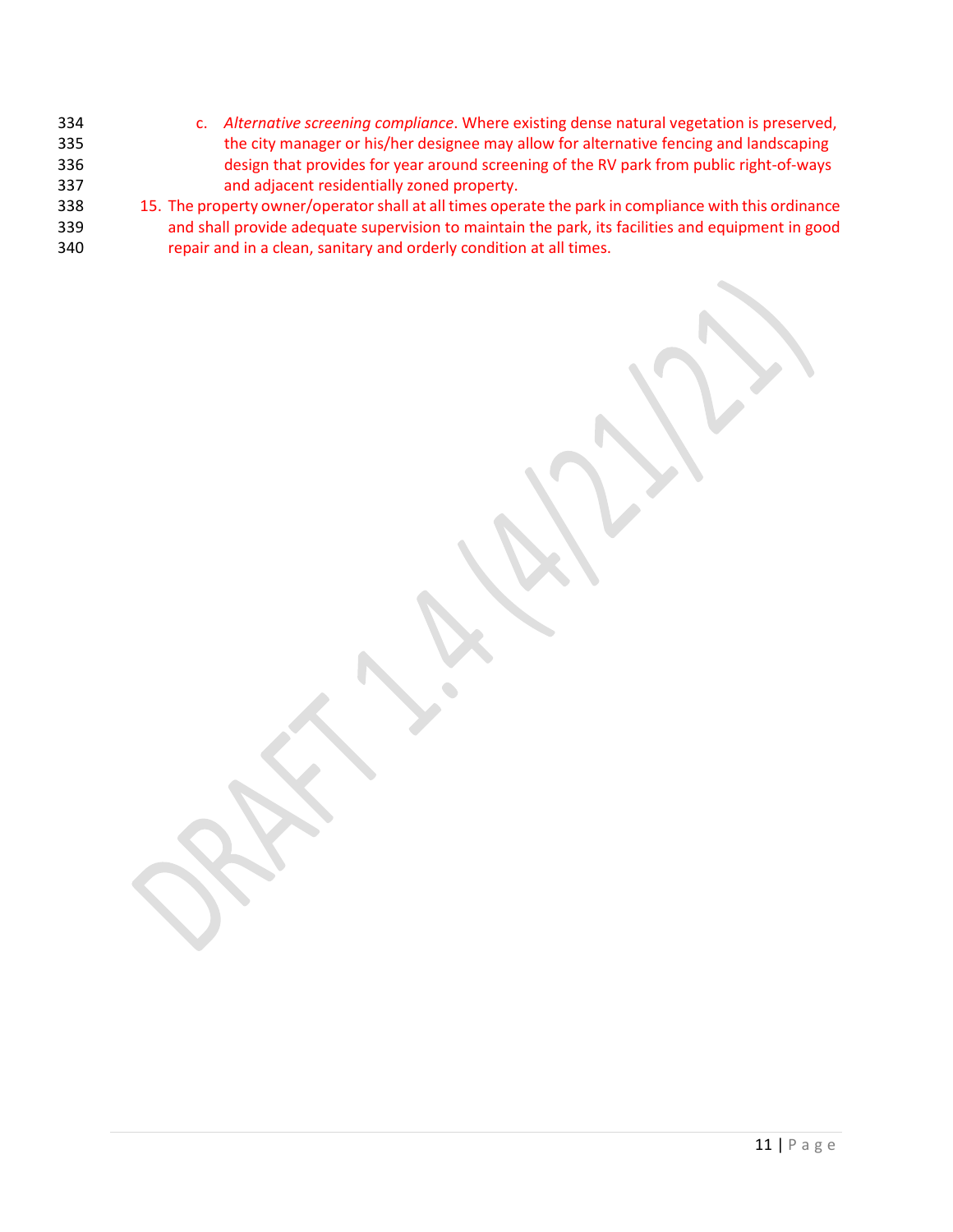c. *Alternative screening compliance*. Where existing dense natural vegetation is preserved, the city manager or his/her designee may allow for alternative fencing and landscaping design that provides for year around screening of the RV park from public right-of-ways and adjacent residentially zoned property.

15. The property owner/operator shall at all times operate the park in compliance with this ordinance and shall provide adequate supervision to maintain the park, its facilities and equipment in good repair and in a clean, sanitary and orderly condition at all times.